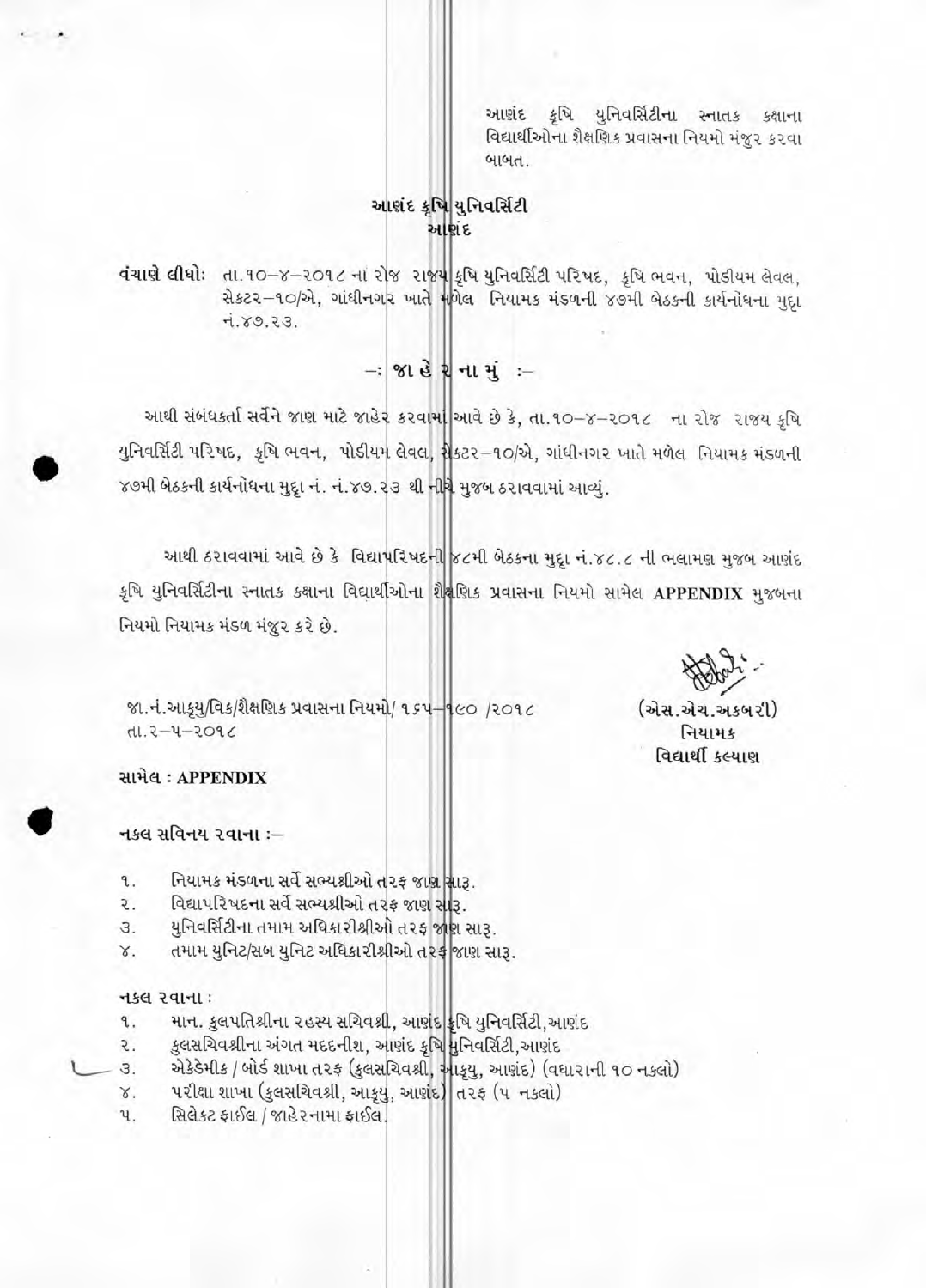આણંદ કૃષિ યુનિવર્સિટીના સ્નાતક કક્ષાના વિદ્યાર્થીઓના શૈક્ષણિક પ્રવાસના નિયમો મંજુર કરવા બાબત.

## આણંદ કૃષિ યુનિવર્સિટી
## આણંદ

**વંચાણે લીધો:** તા.૧૦–૪–૨૦૧૮ ના રોજ રાજ્ય કૃષિ યુનિવર્સિટી પરિષદ, કૃષિ ભવન, પોડીયમ લેવલ, સેકટર–૧૦/એ, ગાંધીનગર ખાતે મળેલ નિયામક મંડળની ૪૭મી બેઠકની કાર્યનોંધના મુદ્દા નં.૪૭.૨૩.

## –: જા હે ર ના મું :–

આથી સંબંધકર્તા સર્વેને જાણ માટે જાહેર કરવામાં આવે છે કે, તા.૧૦–૪–૨૦૧૮ ના રોજ રાજ્ય કૃષિ યુનિવર્સિટી પરિષદ, કૃષિ ભવન, પોડીયમ લેવલ, સેકટર–૧૦/એ, ગાંધીનગર ખાતે મળેલ નિયામક મંડળની ૪૭મી બેઠકની કાર્યનોંધના મુદ્દા નં. નં.૪૭.૨૩ થી નીચે મુજબ ઠરાવવામાં આવ્યું.

આથી ઠરાવવામાં આવે છે કે વિદ્યાપરિષદની ૪૮મી બેઠકના મુદ્દા નં.૪૮.૮ ની ભલામણ મુજબ આણંદ કૃષિ યુનિવર્સિટીના સ્નાતક કક્ષાના વિદ્યાર્થીઓના શૈક્ષણિક પ્રવાસના નિયમો સામેલ **APPENDIX** મુજબના નિયમો નિયામક મંડળ મંજુર કરે છે.

જા.નં.આકૃયુ/વિક/શૈક્ષણિક પ્રવાસના નિયમો/ ૧૬૫–૧૯૦ /૨૦૧૮
તા.૨–૫–૨૦૧૮

(એસ.એચ.અકબરી)
નિયામક
વિદ્યાર્થી કલ્યાણ

**સામેલ : APPENDIX**

**નકલ સવિનય રવાના :–**

૧. નિયામક મંડળના સર્વે સભ્યશ્રીઓ તરફ જાણ સારૂ.
૨. વિદ્યાપરિષદના સર્વે સભ્યશ્રીઓ તરફ જાણ સારૂ.
૩. યુનિવર્સિટીના તમામ અધિકારીશ્રીઓ તરફ જાણ સારૂ.
૪. તમામ યુનિટ/સબ યુનિટ અધિકારીશ્રીઓ તરફ જાણ સારૂ.

**નકલ રવાના :**

૧. માન. કુલપતિશ્રીના રહસ્ય સચિવશ્રી, આણંદ કૃષિ યુનિવર્સિટી,આણંદ
૨. કુલસચિવશ્રીના અંગત મદદનીશ, આણંદ કૃષિ યુનિવર્સિટી,આણંદ
૩. એકેડેમીક / બોર્ડ શાખા તરફ (કુલસચિવશ્રી, આકૃયુ, આણંદ) (વધારાની ૧૦ નકલો)
૪. પરીક્ષા શાખા (કુલસચિવશ્રી, આકૃયુ, આણંદ) તરફ (૫ નકલો)
૫. સિલેકટ ફાઈલ / જાહેરનામા ફાઈલ.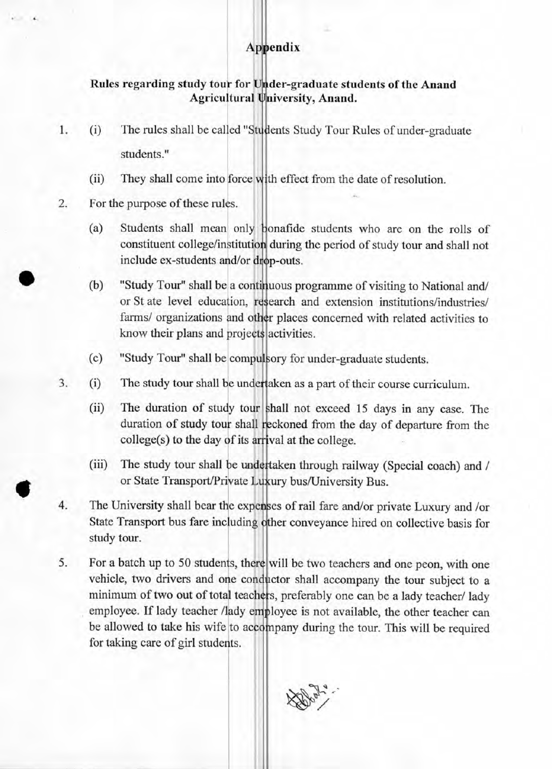# Appendix

**Rules regarding study tour for Under-graduate students of the Anand Agricultural University, Anand.**

1. (i) The rules shall be called "Students Study Tour Rules of under-graduate students."

   (ii) They shall come into force with effect from the date of resolution.

2. For the purpose of these rules.

   (a) Students shall mean only bonafide students who are on the rolls of constituent college/institution during the period of study tour and shall not include ex-students and/or drop-outs.

   (b) "Study Tour" shall be a continuous programme of visiting to National and/ or St ate level education, research and extension institutions/industries/ farms/ organizations and other places concerned with related activities to know their plans and projects activities.

   (c) "Study Tour" shall be compulsory for under-graduate students.

3. (i) The study tour shall be undertaken as a part of their course curriculum.

   (ii) The duration of study tour shall not exceed 15 days in any case. The duration of study tour shall reckoned from the day of departure from the college(s) to the day of its arrival at the college.

   (iii) The study tour shall be undertaken through railway (Special coach) and / or State Transport/Private Luxury bus/University Bus.

4. The University shall bear the expenses of rail fare and/or private Luxury and /or State Transport bus fare including other conveyance hired on collective basis for study tour.

5. For a batch up to 50 students, there will be two teachers and one peon, with one vehicle, two drivers and one conductor shall accompany the tour subject to a minimum of two out of total teachers, preferably one can be a lady teacher/ lady employee. If lady teacher /lady employee is not available, the other teacher can be allowed to take his wife to accompany during the tour. This will be required for taking care of girl students.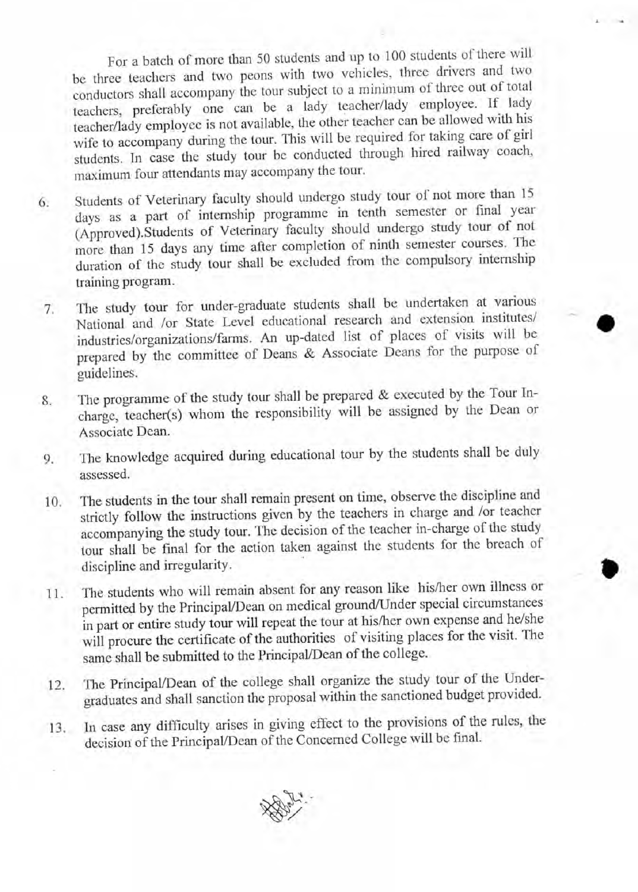For a batch of more than 50 students and up to 100 students of there will be three teachers and two peons with two vehicles, three drivers and two conductors shall accompany the tour subject to a minimum of three out of total teachers, preferably one can be a lady teacher/lady employee. If lady teacher/lady employee is not available, the other teacher can be allowed with his wife to accompany during the tour. This will be required for taking care of girl students. In case the study tour be conducted through hired railway coach, maximum four attendants may accompany the tour.

6. Students of Veterinary faculty should undergo study tour of not more than 15 days as a part of internship programme in tenth semester or final year (Approved).Students of Veterinary faculty should undergo study tour of not more than 15 days any time after completion of ninth semester courses. The duration of the study tour shall be excluded from the compulsory internship training program.

7. The study tour for under-graduate students shall be undertaken at various National and /or State Level educational research and extension institutes/ industries/organizations/farms. An up-dated list of places of visits will be prepared by the committee of Deans & Associate Deans for the purpose of guidelines.

8. The programme of the study tour shall be prepared & executed by the Tour In-charge, teacher(s) whom the responsibility will be assigned by the Dean or Associate Dean.

9. The knowledge acquired during educational tour by the students shall be duly assessed.

10. The students in the tour shall remain present on time, observe the discipline and strictly follow the instructions given by the teachers in charge and /or teacher accompanying the study tour. The decision of the teacher in-charge of the study tour shall be final for the action taken against the students for the breach of discipline and irregularity.

11. The students who will remain absent for any reason like his/her own illness or permitted by the Principal/Dean on medical ground/Under special circumstances in part or entire study tour will repeat the tour at his/her own expense and he/she will procure the certificate of the authorities of visiting places for the visit. The same shall be submitted to the Principal/Dean of the college.

12. The Principal/Dean of the college shall organize the study tour of the Under-graduates and shall sanction the proposal within the sanctioned budget provided.

13. In case any difficulty arises in giving effect to the provisions of the rules, the decision of the Principal/Dean of the Concerned College will be final.